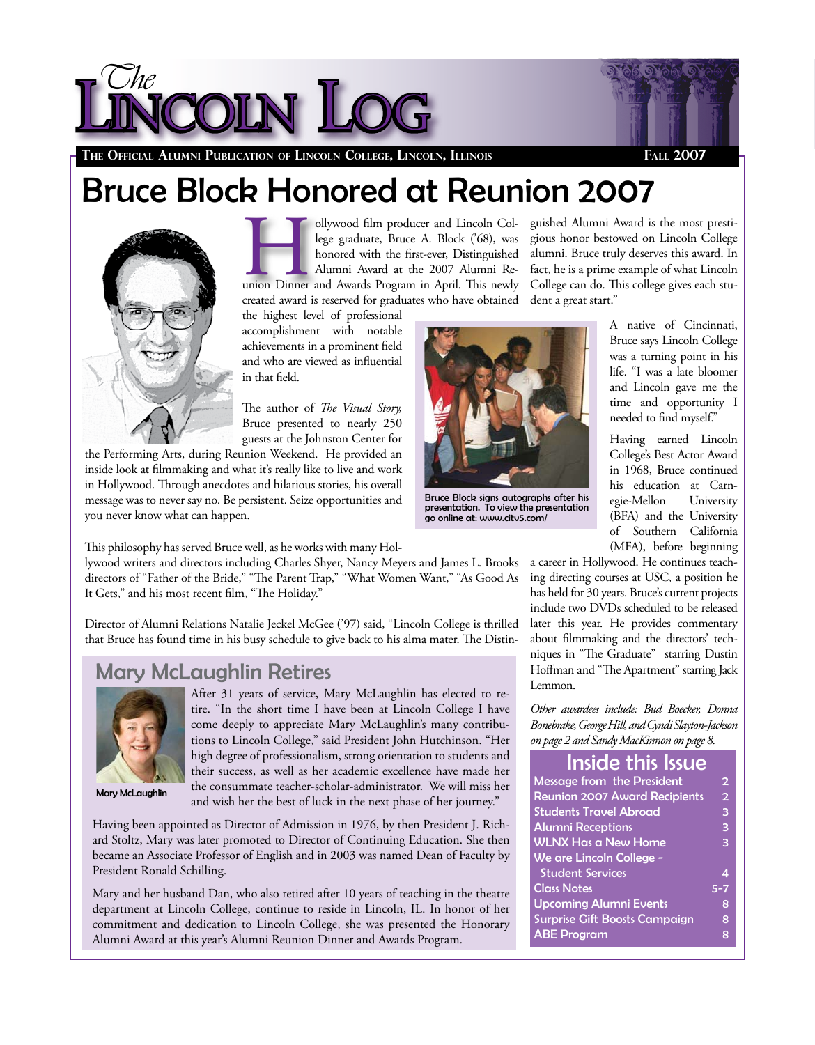# The Lincoln Log

**The Official Alumni Publication of Lincoln College, Lincoln, Illinois** — **Fall 2007**

## Bruce Block Honored at Reunion 2007

Hollywood film producer and Lincoln College graduate, Bruce A. Block ('68), was honored with the first-ever, Distinguished Alumni Award at the 2007 Alumni Reunion Dinner and Awards Program in April. This newly created award is reserved for graduates who have obtained the highest level of professional accomplishment with notable achievements in a prominent field and who are viewed as influential in that field.

The author of *The Visual Story,* Bruce presented to nearly 250 guests at the Johnston Center for the Performing Arts, during Reunion Weekend. He provided an inside look at filmmaking and what it's really like to live and work in Hollywood. Through anecdotes and hilarious stories, his overall message was to never say no. Be persistent. Seize opportunities and you never know what can happen.

Bruce Block signs autographs after his presentation. To view the presentation go online at: www.citv5.com/

This philosophy has served Bruce well, as he works with many Hollywood writers and directors including Charles Shyer, Nancy Meyers and James L. Brooks directors of "Father of the Bride," "The Parent Trap," "What Women Want," "As Good As It Gets," and his most recent film, "The Holiday."

Director of Alumni Relations Natalie Jeckel McGee ('97) said, "Lincoln College is thrilled that Bruce has found time in his busy schedule to give back to his alma mater. The Distinguished Alumni Award is the most prestigious honor bestowed on Lincoln College alumni. Bruce truly deserves this award. In fact, he is a prime example of what Lincoln College can do. This college gives each student a great start."

A native of Cincinnati, Bruce says Lincoln College was a turning point in his life. "I was a late bloomer and Lincoln gave me the time and opportunity I needed to find myself."

Having earned Lincoln College's Best Actor Award in 1968, Bruce continued his education at Carnegie-Mellon University (BFA) and the University of Southern California (MFA), before beginning a career in Hollywood. He continues teaching directing courses at USC, a position he has held for 30 years. Bruce's current projects include two DVDs scheduled to be released later this year. He provides commentary about filmmaking and the directors' techniques in "The Graduate" starring Dustin Hoffman and "The Apartment" starring Jack Lemmon.

*Other awardees include: Bud Boecker, Donna Bonebrake, George Hill, and Cyndi Slayton-Jackson on page 2 and Sandy MacKinnon on page 8.*

## Mary McLaughlin Retires

Mary McLaughlin

After 31 years of service, Mary McLaughlin has elected to retire. "In the short time I have been at Lincoln College I have come deeply to appreciate Mary McLaughlin's many contributions to Lincoln College," said President John Hutchinson. "Her high degree of professionalism, strong orientation to students and their success, as well as her academic excellence have made her the consummate teacher-scholar-administrator. We will miss her and wish her the best of luck in the next phase of her journey."

Having been appointed as Director of Admission in 1976, by then President J. Richard Stoltz, Mary was later promoted to Director of Continuing Education. She then became an Associate Professor of English and in 2003 was named Dean of Faculty by President Ronald Schilling.

Mary and her husband Dan, who also retired after 10 years of teaching in the theatre department at Lincoln College, continue to reside in Lincoln, IL. In honor of her commitment and dedication to Lincoln College, she was presented the Honorary Alumni Award at this year's Alumni Reunion Dinner and Awards Program.

## Inside this Issue

| | |
|---|---|
| Message from the President | 2 |
| Reunion 2007 Award Recipients | 2 |
| Students Travel Abroad | 3 |
| Alumni Receptions | 3 |
| WLNX Has a New Home | 3 |
| We are Lincoln College - Student Services | 4 |
| Class Notes | 5-7 |
| Upcoming Alumni Events | 8 |
| Surprise Gift Boosts Campaign | 8 |
| ABE Program | 8 |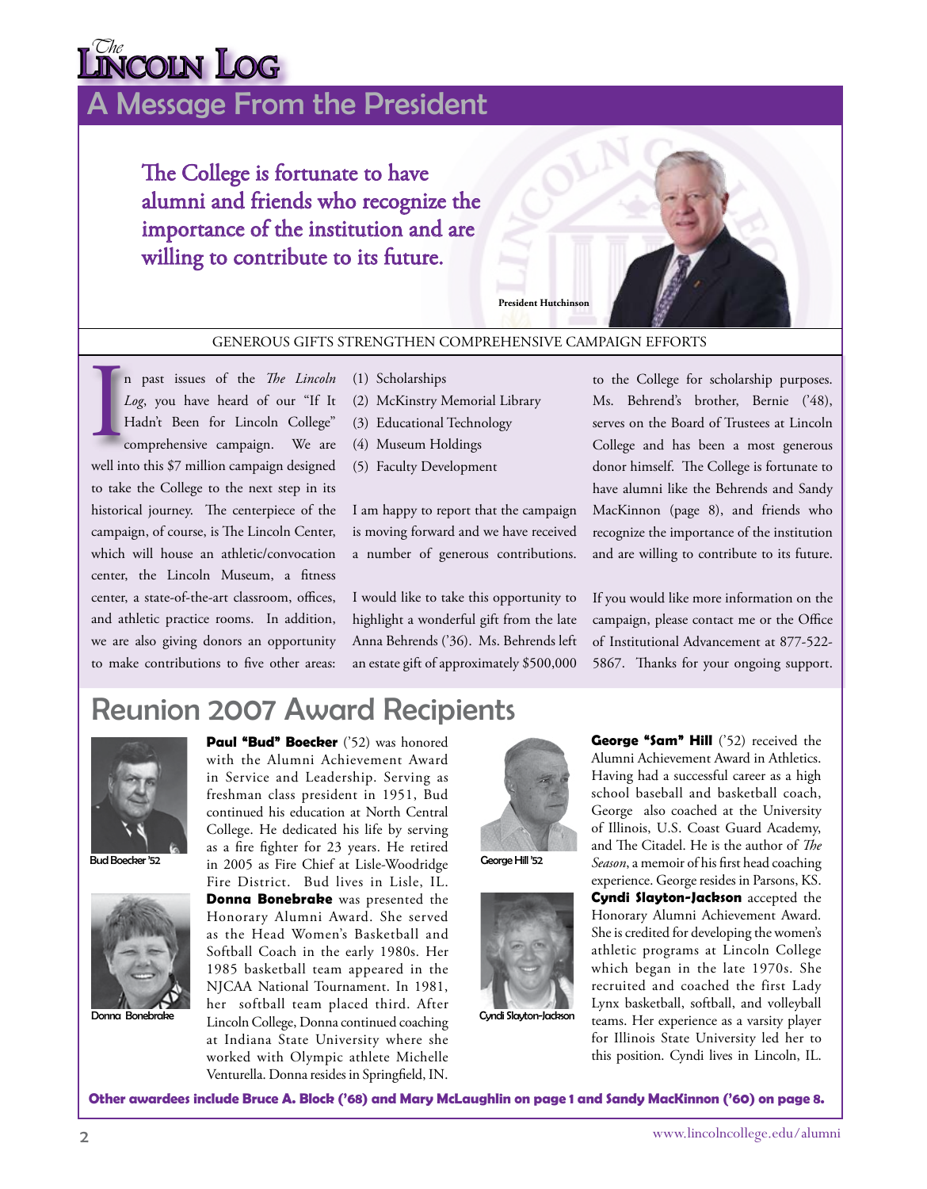# The Lincoln Log

## A Message From the President

**The College is fortunate to have alumni and friends who recognize the importance of the institution and are willing to contribute to its future.**

President Hutchinson

GENEROUS GIFTS STRENGTHEN COMPREHENSIVE CAMPAIGN EFFORTS

In past issues of the *The Lincoln Log*, you have heard of our "If It Hadn't Been for Lincoln College" comprehensive campaign. We are well into this $7 million campaign designed to take the College to the next step in its historical journey. The centerpiece of the campaign, of course, is The Lincoln Center, which will house an athletic/convocation center, the Lincoln Museum, a fitness center, a state-of-the-art classroom, offices, and athletic practice rooms. In addition, we are also giving donors an opportunity to make contributions to five other areas:

(1) Scholarships
(2) McKinstry Memorial Library
(3) Educational Technology
(4) Museum Holdings
(5) Faculty Development

I am happy to report that the campaign is moving forward and we have received a number of generous contributions.

I would like to take this opportunity to highlight a wonderful gift from the late Anna Behrends ('36). Ms. Behrends left an estate gift of approximately $500,000 to the College for scholarship purposes. Ms. Behrend's brother, Bernie ('48), serves on the Board of Trustees at Lincoln College and has been a most generous donor himself. The College is fortunate to have alumni like the Behrends and Sandy MacKinnon (page 8), and friends who recognize the importance of the institution and are willing to contribute to its future.

If you would like more information on the campaign, please contact me or the Office of Institutional Advancement at 877-522-5867. Thanks for your ongoing support.

## Reunion 2007 Award Recipients

Bud Boecker '52

**Paul "Bud" Boecker** ('52) was honored with the Alumni Achievement Award in Service and Leadership. Serving as freshman class president in 1951, Bud continued his education at North Central College. He dedicated his life by serving as a fire fighter for 23 years. He retired in 2005 as Fire Chief at Lisle-Woodridge Fire District. Bud lives in Lisle, IL.

Donna Bonebrake

**Donna Bonebrake** was presented the Honorary Alumni Award. She served as the Head Women's Basketball and Softball Coach in the early 1980s. Her 1985 basketball team appeared in the NJCAA National Tournament. In 1981, her softball team placed third. After Lincoln College, Donna continued coaching at Indiana State University where she worked with Olympic athlete Michelle Venturella. Donna resides in Springfield, IN.

George Hill '52

**George "Sam" Hill** ('52) received the Alumni Achievement Award in Athletics. Having had a successful career as a high school baseball and basketball coach, George also coached at the University of Illinois, U.S. Coast Guard Academy, and The Citadel. He is the author of *The Season*, a memoir of his first head coaching experience. George resides in Parsons, KS.

Cyndi Slayton-Jackson

**Cyndi Slayton-Jackson** accepted the Honorary Alumni Achievement Award. She is credited for developing the women's athletic programs at Lincoln College which began in the late 1970s. She recruited and coached the first Lady Lynx basketball, softball, and volleyball teams. Her experience as a varsity player for Illinois State University led her to this position. Cyndi lives in Lincoln, IL.

**Other awardees include Bruce A. Block ('68) and Mary McLaughlin on page 1 and Sandy MacKinnon ('60) on page 8.**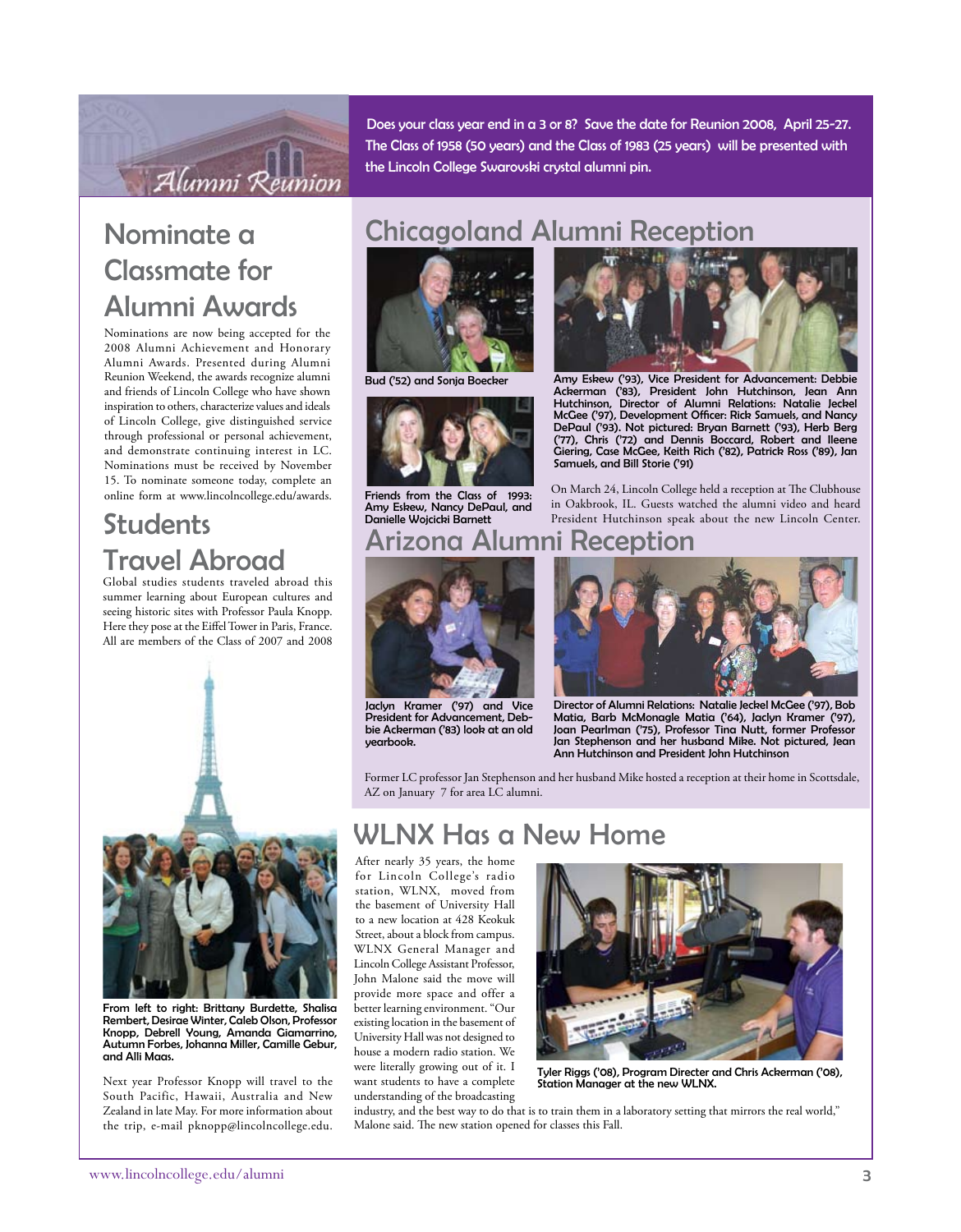Alumni Reunion

Does your class year end in a 3 or 8? Save the date for Reunion 2008, April 25-27. The Class of 1958 (50 years) and the Class of 1983 (25 years) will be presented with the Lincoln College Swarovski crystal alumni pin.

## Nominate a Classmate for Alumni Awards

Nominations are now being accepted for the 2008 Alumni Achievement and Honorary Alumni Awards. Presented during Alumni Reunion Weekend, the awards recognize alumni and friends of Lincoln College who have shown inspiration to others, characterize values and ideals of Lincoln College, give distinguished service through professional or personal achievement, and demonstrate continuing interest in LC. Nominations must be received by November 15. To nominate someone today, complete an online form at www.lincolncollege.edu/awards.

## Students Travel Abroad

Global studies students traveled abroad this summer learning about European cultures and seeing historic sites with Professor Paula Knopp. Here they pose at the Eiffel Tower in Paris, France. All are members of the Class of 2007 and 2008

**From left to right: Brittany Burdette, Shalisa Rembert, Desirae Winter, Caleb Olson, Professor Knopp, Debrell Young, Amanda Giamarrino, Autumn Forbes, Johanna Miller, Camille Gebur, and Alli Maas.**

Next year Professor Knopp will travel to the South Pacific, Hawaii, Australia and New Zealand in late May. For more information about the trip, e-mail pknopp@lincolncollege.edu.

## Chicagoland Alumni Reception

Bud ('52) and Sonja Boecker

Friends from the Class of 1993: Amy Eskew, Nancy DePaul, and Danielle Wojcicki Barnett

Amy Eskew ('93), Vice President for Advancement: Debbie Ackerman ('83), President John Hutchinson, Jean Ann Hutchinson, Director of Alumni Relations: Natalie Jeckel McGee ('97), Development Officer: Rick Samuels, and Nancy DePaul ('93). Not pictured: Bryan Barnett ('93), Herb Berg ('77), Chris ('72) and Dennis Boccard, Robert and Ileene Giering, Case McGee, Keith Rich ('82), Patrick Ross ('89), Jan Samuels, and Bill Storie ('91)

On March 24, Lincoln College held a reception at The Clubhouse in Oakbrook, IL. Guests watched the alumni video and heard President Hutchinson speak about the new Lincoln Center.

## Arizona Alumni Reception

Jaclyn Kramer ('97) and Vice President for Advancement, Debbie Ackerman ('83) look at an old yearbook.

Director of Alumni Relations: Natalie Jeckel McGee ('97), Bob Matia, Barb McMonagle Matia ('64), Jaclyn Kramer ('97), Joan Pearlman ('75), Professor Tina Nutt, former Professor Jan Stephenson and her husband Mike. Not pictured, Jean Ann Hutchinson and President John Hutchinson

Former LC professor Jan Stephenson and her husband Mike hosted a reception at their home in Scottsdale, AZ on January 7 for area LC alumni.

## WLNX Has a New Home

After nearly 35 years, the home for Lincoln College's radio station, WLNX, moved from the basement of University Hall to a new location at 428 Keokuk Street, about a block from campus. WLNX General Manager and Lincoln College Assistant Professor, John Malone said the move will provide more space and offer a better learning environment. "Our existing location in the basement of University Hall was not designed to house a modern radio station. We were literally growing out of it. I want students to have a complete understanding of the broadcasting industry, and the best way to do that is to train them in a laboratory setting that mirrors the real world," Malone said. The new station opened for classes this Fall.

Tyler Riggs ('08), Program Directer and Chris Ackerman ('08), Station Manager at the new WLNX.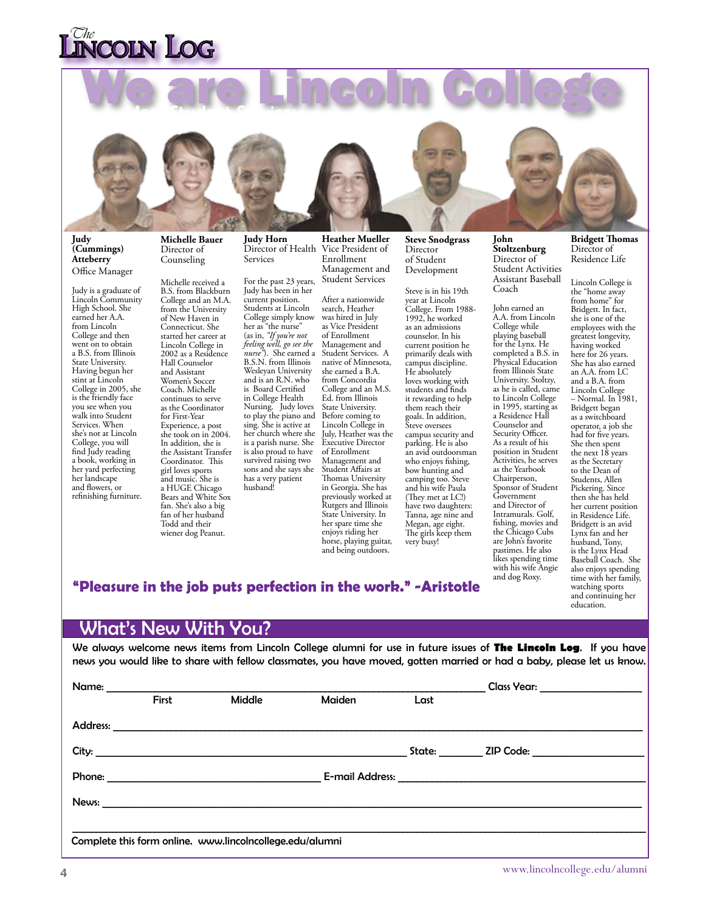# We are Lincoln College

**Judy (Cummings) Atteberry**
Office Manager

Judy is a graduate of Lincoln Community High School. She earned her A.A. from Lincoln College and then went on to obtain a B.S. from Illinois State University. Having begun her stint at Lincoln College in 2005, she is the friendly face you see when you walk into Student Services. When she's not at Lincoln College, you will find Judy reading a book, working in her yard perfecting her landscape and flowers, or refinishing furniture.

**Michelle Bauer**
Director of Counseling

Michelle received a B.S. from Blackburn College and an M.A. from the University of New Haven in Connecticut. She started her career at Lincoln College in 2002 as a Residence Hall Counselor and Assistant Women's Soccer Coach. Michelle continues to serve as the Coordinator for First-Year Experience, a post she took on in 2004. In addition, she is the Assistant Transfer Coordinator. This girl loves sports and music. She is a HUGE Chicago Bears and White Sox fan. She's also a big fan of her husband Todd and their wiener dog Peanut.

**Judy Horn**
Director of Health Services

For the past 23 years, Judy has been in her current position. Students at Lincoln College simply know her as "the nurse" (as in, *"If you're not feeling well, go see the nurse"*). She earned a B.S.N. from Illinois Wesleyan University and is an R.N. who is Board Certified in College Health Nursing. Judy loves to play the piano and sing. She is active at her church where she is a parish nurse. She is also proud to have survived raising two sons and she says she has a very patient husband!

**Heather Mueller**
Vice President of Enrollment Management and Student Services

After a nationwide search, Heather was hired in July as Vice President of Enrollment Management and Student Services. A native of Minnesota, she earned a B.A. from Concordia College and an M.S. Ed. from Illinois State University. Before coming to Lincoln College in July, Heather was the Executive Director of Enrollment Management and Student Affairs at Thomas University in Georgia. She has previously worked at Rutgers and Illinois State University. In her spare time she enjoys riding her horse, playing guitar, and being outdoors.

**Steve Snodgrass**
Director of Student Development

Steve is in his 19th year at Lincoln College. From 1988-1992, he worked as an admissions counselor. In his current position he primarily deals with campus discipline. He absolutely loves working with students and finds it rewarding to help them reach their goals. In addition, Steve oversees campus security and parking. He is also an avid outdoorsman who enjoys fishing, bow hunting and camping too. Steve and his wife Paula (They met at LC!) have two daughters: Tanna, age nine and Megan, age eight. The girls keep them very busy!

**John Stoltzenburg**
Director of Student Activities
Assistant Baseball Coach

John earned an A.A. from Lincoln College while playing baseball for the Lynx. He completed a B.S. in Physical Education from Illinois State University. Stoltzy, as he is called, came to Lincoln College in 1995, starting as a Residence Hall Counselor and Security Officer. As a result of his position in Student Activities, he serves as the Yearbook Chairperson, Sponsor of Student Government and Director of Intramurals. Golf, fishing, movies and the Chicago Cubs are John's favorite pastimes. He also likes spending time with his wife Angie and dog Roxy.

**Bridgett Thomas**
Director of Residence Life

Lincoln College is the "home away from home" for Bridgett. In fact, she is one of the employees with the greatest longevity, having worked here for 26 years. She has also earned an A.A. from LC and a B.A. from Lincoln College – Normal. In 1981, Bridgett began as a switchboard operator, a job she had for five years. She then spent the next 18 years as the Secretary to the Dean of Students, Allen Pickering. Since then she has held her current position in Residence Life. Bridgett is an avid Lynx fan and her husband, Tony, is the Lynx Head Baseball Coach. She also enjoys spending time with her family, watching sports and continuing her education.

**"Pleasure in the job puts perfection in the work." -Aristotle**

## What's New With You?

We always welcome news items from Lincoln College alumni for use in future issues of **The Lincoln Log**. If you have news you would like to share with fellow classmates, you have moved, gotten married or had a baby, please let us know.

Name: ______________________________ Class Year: __________
First Middle Maiden Last

Address: ______________________________

City: ______________________ State: ______ ZIP Code: __________

Phone: ______________________ E-mail Address: ______________________

News: ______________________________

______________________________

Complete this form online. www.lincolncollege.edu/alumni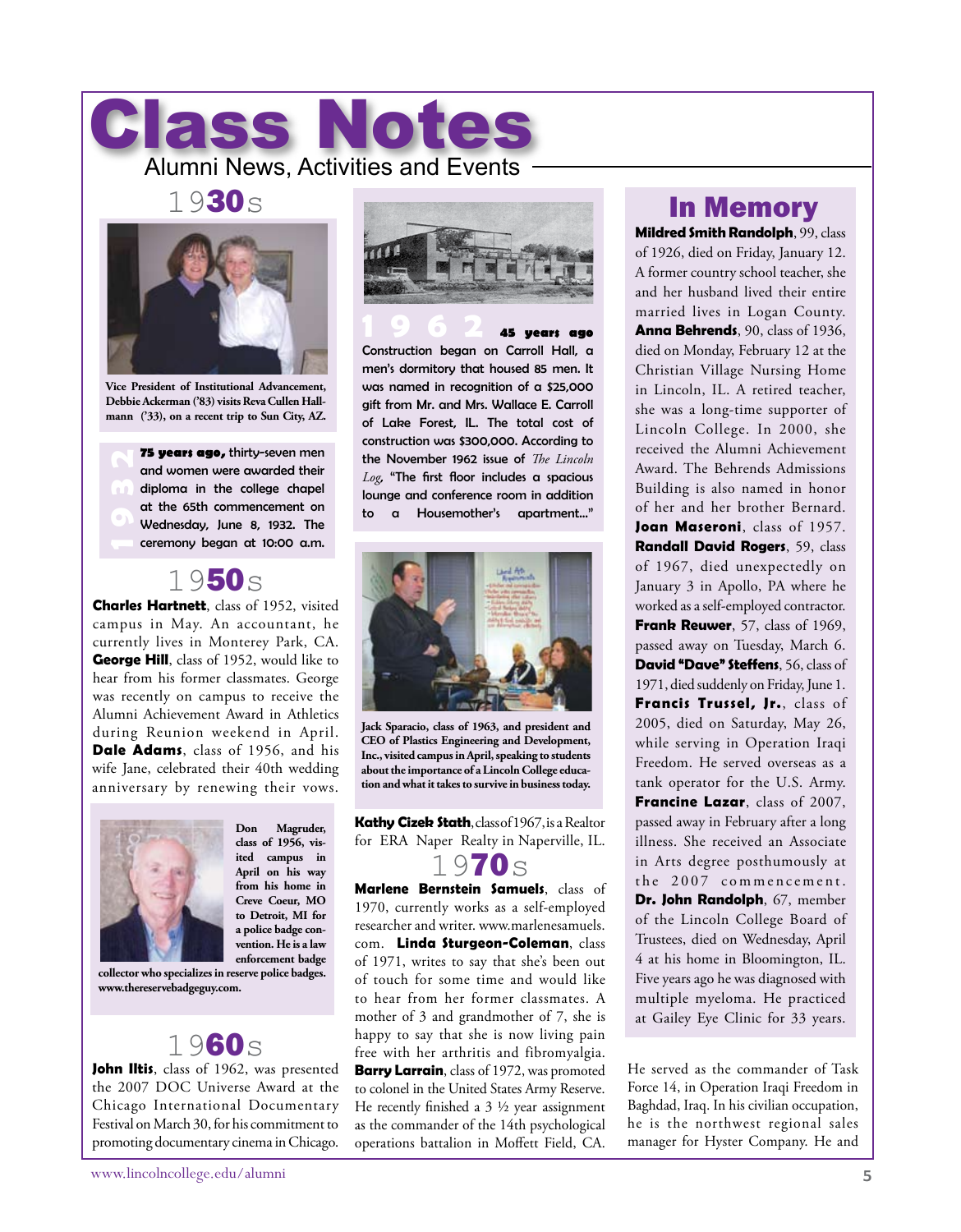# Class Notes

Alumni News, Activities and Events

## 1930s

Vice President of Institutional Advancement, Debbie Ackerman ('83) visits Reva Cullen Hallmann ('33), on a recent trip to Sun City, AZ.

**1932**

**75 years ago,** thirty-seven men and women were awarded their diploma in the college chapel at the 65th commencement on Wednesday, June 8, 1932. The ceremony began at 10:00 a.m.

## 1950s

**Charles Hartnett**, class of 1952, visited campus in May. An accountant, he currently lives in Monterey Park, CA. **George Hill**, class of 1952, would like to hear from his former classmates. George was recently on campus to receive the Alumni Achievement Award in Athletics during Reunion weekend in April. **Dale Adams**, class of 1956, and his wife Jane, celebrated their 40th wedding anniversary by renewing their vows.

Don Magruder, class of 1956, visited campus in April on his way from his home in Creve Coeur, MO to Detroit, MI for a police badge convention. He is a law enforcement badge collector who specializes in reserve police badges. www.thereservebadgeguy.com.

## 1960s

**John Iltis**, class of 1962, was presented the 2007 DOC Universe Award at the Chicago International Documentary Festival on March 30, for his commitment to promoting documentary cinema in Chicago.

**1962** **45 years ago**

Construction began on Carroll Hall, a men's dormitory that housed 85 men. It was named in recognition of a $25,000 gift from Mr. and Mrs. Wallace E. Carroll of Lake Forest, IL. The total cost of construction was $300,000. According to the November 1962 issue of *The Lincoln Log*, "The first floor includes a spacious lounge and conference room in addition to a Housemother's apartment..."

Jack Sparacio, class of 1963, and president and CEO of Plastics Engineering and Development, Inc., visited campus in April, speaking to students about the importance of a Lincoln College education and what it takes to survive in business today.

**Kathy Cizek Stath**, class of 1967, is a Realtor for ERA Naper Realty in Naperville, IL.

## 1970s

**Marlene Bernstein Samuels**, class of 1970, currently works as a self-employed researcher and writer. www.marlenesamuels.com. **Linda Sturgeon-Coleman**, class of 1971, writes to say that she's been out of touch for some time and would like to hear from her former classmates. A mother of 3 and grandmother of 7, she is happy to say that she is now living pain free with her arthritis and fibromyalgia. **Barry Larrain**, class of 1972, was promoted to colonel in the United States Army Reserve. He recently finished a 3 ½ year assignment as the commander of the 14th psychological operations battalion in Moffett Field, CA. He served as the commander of Task Force 14, in Operation Iraqi Freedom in Baghdad, Iraq. In his civilian occupation, he is the northwest regional sales manager for Hyster Company. He and

## In Memory

**Mildred Smith Randolph**, 99, class of 1926, died on Friday, January 12. A former country school teacher, she and her husband lived their entire married lives in Logan County. **Anna Behrends**, 90, class of 1936, died on Monday, February 12 at the Christian Village Nursing Home in Lincoln, IL. A retired teacher, she was a long-time supporter of Lincoln College. In 2000, she received the Alumni Achievement Award. The Behrends Admissions Building is also named in honor of her and her brother Bernard. **Joan Maseroni**, class of 1957. **Randall David Rogers**, 59, class of 1967, died unexpectedly on January 3 in Apollo, PA where he worked as a self-employed contractor. **Frank Reuwer**, 57, class of 1969, passed away on Tuesday, March 6. **David "Dave" Steffens**, 56, class of 1971, died suddenly on Friday, June 1. **Francis Trussel, Jr.**, class of 2005, died on Saturday, May 26, while serving in Operation Iraqi Freedom. He served overseas as a tank operator for the U.S. Army. **Francine Lazar**, class of 2007, passed away in February after a long illness. She received an Associate in Arts degree posthumously at the 2007 commencement. **Dr. John Randolph**, 67, member of the Lincoln College Board of Trustees, died on Wednesday, April 4 at his home in Bloomington, IL. Five years ago he was diagnosed with multiple myeloma. He practiced at Gailey Eye Clinic for 33 years.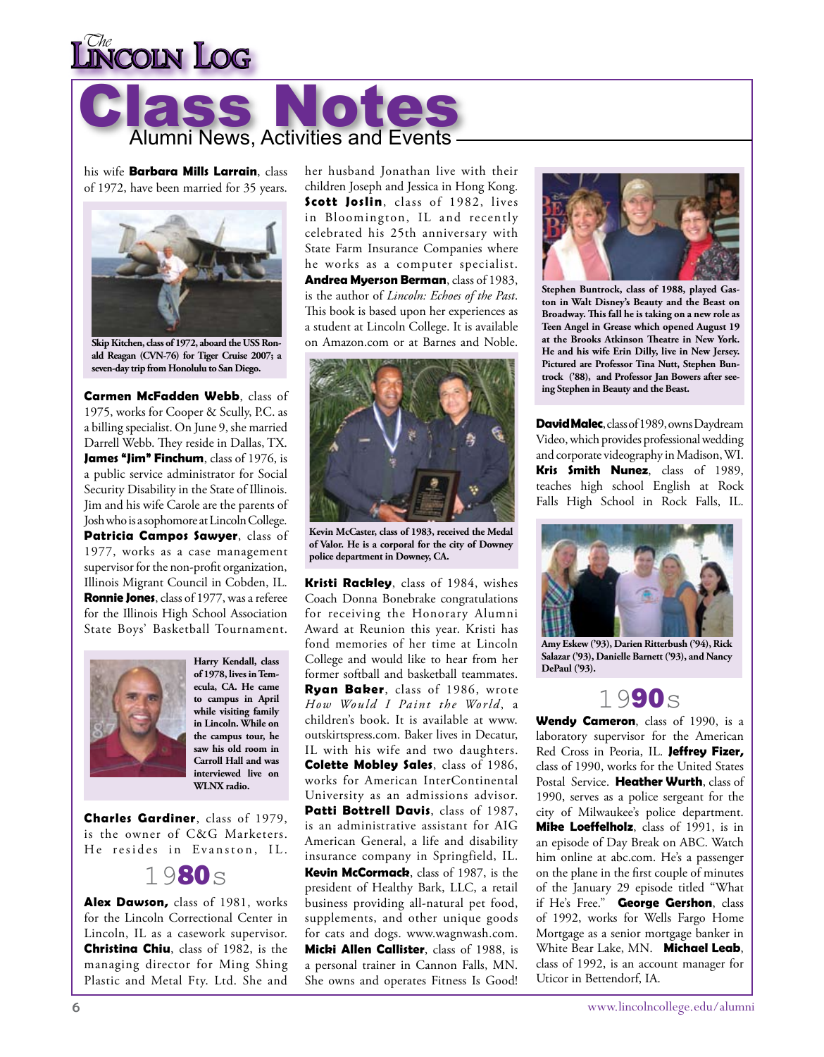# Class Notes

## Alumni News, Activities and Events

his wife **Barbara Mills Larrain**, class of 1972, have been married for 35 years.

Skip Kitchen, class of 1972, aboard the USS Ronald Reagan (CVN-76) for Tiger Cruise 2007; a seven-day trip from Honolulu to San Diego.

**Carmen McFadden Webb**, class of 1975, works for Cooper & Scully, P.C. as a billing specialist. On June 9, she married Darrell Webb. They reside in Dallas, TX. **James "Jim" Finchum**, class of 1976, is a public service administrator for Social Security Disability in the State of Illinois. Jim and his wife Carole are the parents of Josh who is a sophomore at Lincoln College. **Patricia Campos Sawyer**, class of 1977, works as a case management supervisor for the non-profit organization, Illinois Migrant Council in Cobden, IL. **Ronnie Jones**, class of 1977, was a referee for the Illinois High School Association State Boys' Basketball Tournament.

Harry Kendall, class of 1978, lives in Temecula, CA. He came to campus in April while visiting family in Lincoln. While on the campus tour, he saw his old room in Carroll Hall and was interviewed live on WLNX radio.

**Charles Gardiner**, class of 1979, is the owner of C&G Marketers. He resides in Evanston, IL.

## 1980s

**Alex Dawson,** class of 1981, works for the Lincoln Correctional Center in Lincoln, IL as a casework supervisor. **Christina Chiu**, class of 1982, is the managing director for Ming Shing Plastic and Metal Fty. Ltd. She and her husband Jonathan live with their children Joseph and Jessica in Hong Kong. **Scott Joslin**, class of 1982, lives in Bloomington, IL and recently celebrated his 25th anniversary with State Farm Insurance Companies where he works as a computer specialist. **Andrea Myerson Berman**, class of 1983, is the author of *Lincoln: Echoes of the Past*. This book is based upon her experiences as a student at Lincoln College. It is available on Amazon.com or at Barnes and Noble.

Kevin McCaster, class of 1983, received the Medal of Valor. He is a corporal for the city of Downey police department in Downey, CA.

**Kristi Rackley**, class of 1984, wishes Coach Donna Bonebrake congratulations for receiving the Honorary Alumni Award at Reunion this year. Kristi has fond memories of her time at Lincoln College and would like to hear from her former softball and basketball teammates. **Ryan Baker**, class of 1986, wrote *How Would I Paint the World*, a children's book. It is available at www.outskirtspress.com. Baker lives in Decatur, IL with his wife and two daughters. **Colette Mobley Sales**, class of 1986, works for American InterContinental University as an admissions advisor. **Patti Bottrell Davis**, class of 1987, is an administrative assistant for AIG American General, a life and disability insurance company in Springfield, IL. **Kevin McCormack**, class of 1987, is the president of Healthy Bark, LLC, a retail business providing all-natural pet food, supplements, and other unique goods for cats and dogs. www.wagnwash.com. **Micki Allen Callister**, class of 1988, is a personal trainer in Cannon Falls, MN. She owns and operates Fitness Is Good!

Stephen Buntrock, class of 1988, played Gaston in Walt Disney's Beauty and the Beast on Broadway. This fall he is taking on a new role as Teen Angel in Grease which opened August 19 at the Brooks Atkinson Theatre in New York. He and his wife Erin Dilly, live in New Jersey. Pictured are Professor Tina Nutt, Stephen Buntrock ('88), and Professor Jan Bowers after seeing Stephen in Beauty and the Beast.

**David Malec**, class of 1989, owns Daydream Video, which provides professional wedding and corporate videography in Madison, WI. **Kris Smith Nunez**, class of 1989, teaches high school English at Rock Falls High School in Rock Falls, IL.

Amy Eskew ('93), Darien Ritterbush ('94), Rick Salazar ('93), Danielle Barnett ('93), and Nancy DePaul ('93).

## 1990s

**Wendy Cameron**, class of 1990, is a laboratory supervisor for the American Red Cross in Peoria, IL. **Jeffrey Fizer,** class of 1990, works for the United States Postal Service. **Heather Wurth**, class of 1990, serves as a police sergeant for the city of Milwaukee's police department. **Mike Loeffelholz**, class of 1991, is in an episode of Day Break on ABC. Watch him online at abc.com. He's a passenger on the plane in the first couple of minutes of the January 29 episode titled "What if He's Free." **George Gershon**, class of 1992, works for Wells Fargo Home Mortgage as a senior mortgage banker in White Bear Lake, MN. **Michael Leab**, class of 1992, is an account manager for Uticor in Bettendorf, IA.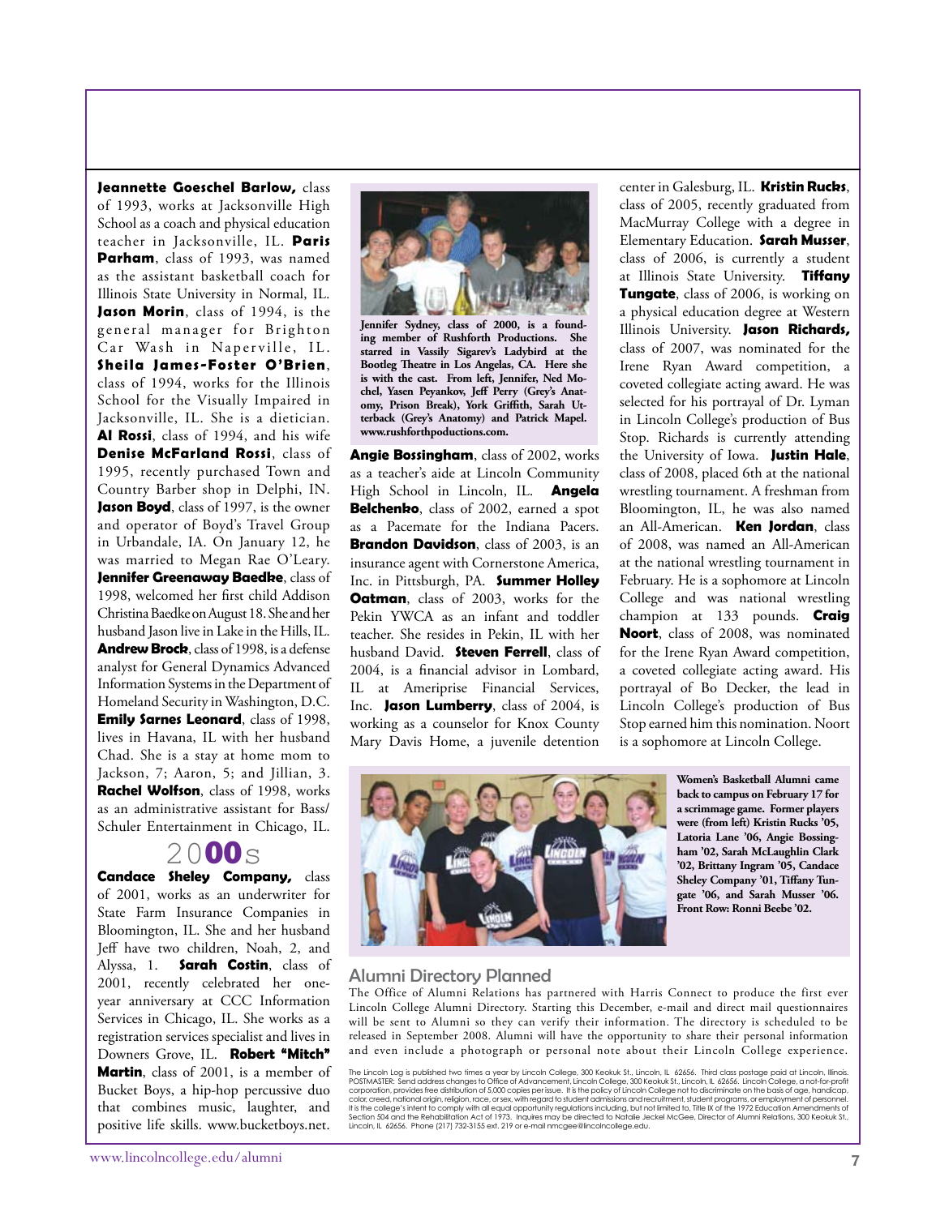**Jeannette Goeschel Barlow,** class of 1993, works at Jacksonville High School as a coach and physical education teacher in Jacksonville, IL. **Paris Parham**, class of 1993, was named as the assistant basketball coach for Illinois State University in Normal, IL. **Jason Morin**, class of 1994, is the general manager for Brighton Car Wash in Naperville, IL. **Sheila James-Foster O'Brien**, class of 1994, works for the Illinois School for the Visually Impaired in Jacksonville, IL. She is a dietician. **Al Rossi**, class of 1994, and his wife **Denise McFarland Rossi**, class of 1995, recently purchased Town and Country Barber shop in Delphi, IN. **Jason Boyd**, class of 1997, is the owner and operator of Boyd's Travel Group in Urbandale, IA. On January 12, he was married to Megan Rae O'Leary. **Jennifer Greenaway Baedke**, class of 1998, welcomed her first child Addison Christina Baedke on August 18. She and her husband Jason live in Lake in the Hills, IL. **Andrew Brock**, class of 1998, is a defense analyst for General Dynamics Advanced Information Systems in the Department of Homeland Security in Washington, D.C. **Emily Sarnes Leonard**, class of 1998, lives in Havana, IL with her husband Chad. She is a stay at home mom to Jackson, 7; Aaron, 5; and Jillian, 3. **Rachel Wolfson**, class of 1998, works as an administrative assistant for Bass/Schuler Entertainment in Chicago, IL.

## 2000s

**Candace Sheley Company,** class of 2001, works as an underwriter for State Farm Insurance Companies in Bloomington, IL. She and her husband Jeff have two children, Noah, 2, and Alyssa, 1. **Sarah Costin**, class of 2001, recently celebrated her one-year anniversary at CCC Information Services in Chicago, IL. She works as a registration services specialist and lives in Downers Grove, IL. **Robert "Mitch" Martin**, class of 2001, is a member of Bucket Boys, a hip-hop percussive duo that combines music, laughter, and positive life skills. www.bucketboys.net.

**Jennifer Sydney, class of 2000, is a founding member of Rushforth Productions. She starred in Vassily Sigarev's Ladybird at the Bootleg Theatre in Los Angelas, CA. Here she is with the cast. From left, Jennifer, Ned Mochel, Yasen Peyankov, Jeff Perry (Grey's Anatomy, Prison Break), York Griffith, Sarah Utterback (Grey's Anatomy) and Patrick Mapel. www.rushforthpoductions.com.**

**Angie Bossingham**, class of 2002, works as a teacher's aide at Lincoln Community High School in Lincoln, IL. **Angela Belchenko**, class of 2002, earned a spot as a Pacemate for the Indiana Pacers. **Brandon Davidson**, class of 2003, is an insurance agent with Cornerstone America, Inc. in Pittsburgh, PA. **Summer Holley Oatman**, class of 2003, works for the Pekin YWCA as an infant and toddler teacher. She resides in Pekin, IL with her husband David. **Steven Ferrell**, class of 2004, is a financial advisor in Lombard, IL at Ameriprise Financial Services, Inc. **Jason Lumberry**, class of 2004, is working as a counselor for Knox County Mary Davis Home, a juvenile detention center in Galesburg, IL. **Kristin Rucks**, class of 2005, recently graduated from MacMurray College with a degree in Elementary Education. **Sarah Musser**, class of 2006, is currently a student at Illinois State University. **Tiffany Tungate**, class of 2006, is working on a physical education degree at Western Illinois University. **Jason Richards,** class of 2007, was nominated for the Irene Ryan Award competition, a coveted collegiate acting award. He was selected for his portrayal of Dr. Lyman in Lincoln College's production of Bus Stop. Richards is currently attending the University of Iowa. **Justin Hale**, class of 2008, placed 6th at the national wrestling tournament. A freshman from Bloomington, IL, he was also named an All-American. **Ken Jordan**, class of 2008, was named an All-American at the national wrestling tournament in February. He is a sophomore at Lincoln College and was national wrestling champion at 133 pounds. **Craig Noort**, class of 2008, was nominated for the Irene Ryan Award competition, a coveted collegiate acting award. His portrayal of Bo Decker, the lead in Lincoln College's production of Bus Stop earned him this nomination. Noort is a sophomore at Lincoln College.

**Women's Basketball Alumni came back to campus on February 17 for a scrimmage game. Former players were (from left) Kristin Rucks '05, Latoria Lane '06, Angie Bossingham '02, Sarah McLaughlin Clark '02, Brittany Ingram '05, Candace Sheley Company '01, Tiffany Tungate '06, and Sarah Musser '06. Front Row: Ronni Beebe '02.**

## Alumni Directory Planned

The Office of Alumni Relations has partnered with Harris Connect to produce the first ever Lincoln College Alumni Directory. Starting this December, e-mail and direct mail questionnaires will be sent to Alumni so they can verify their information. The directory is scheduled to be released in September 2008. Alumni will have the opportunity to share their personal information and even include a photograph or personal note about their Lincoln College experience.

The Lincoln Log is published two times a year by Lincoln College, 300 Keokuk St., Lincoln, IL 62656. Third class postage paid at Lincoln, Illinois. POSTMASTER: Send address changes to Office of Advancement, Lincoln College, 300 Keokuk St., Lincoln, IL 62656. Lincoln College, a not-for-profit corporation, provides free distribution of 5,000 copies per issue. It is the policy of Lincoln College not to discriminate on the basis of age, handicap, color, creed, national origin, religion, race, or sex, with regard to student admissions and recruitment, student programs, or employment of personnel. It is the college's intent to comply with all equal opportunity regulations including, but not limited to, Title IX of the 1972 Education Amendments of Section 504 and the Rehabilitation Act of 1973. Inquires may be directed to Natalie Jeckel McGee, Director of Alumni Relations, 300 Keokuk St., Lincoln, IL 62656. Phone (217) 732-3155 ext. 219 or e-mail nmcgee@lincolncollege.edu.

www.lincolncollege.edu/alumni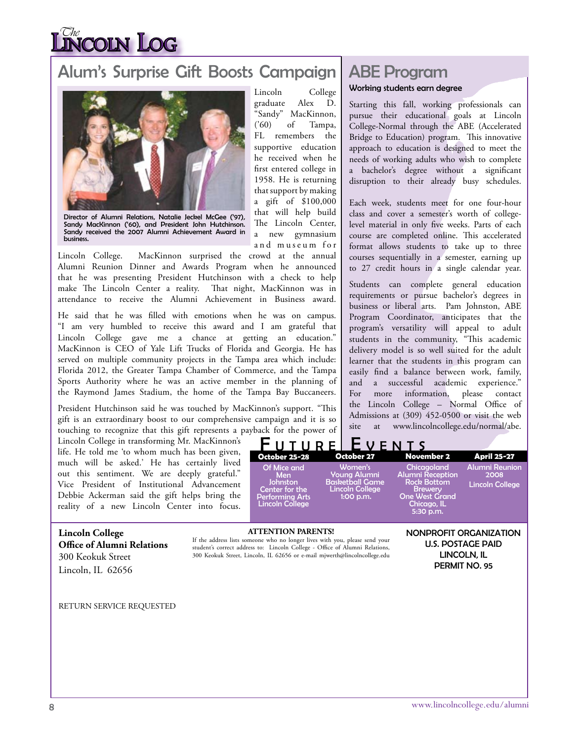# The Lincoln Log

## Alum's Surprise Gift Boosts Campaign

Director of Alumni Relations, Natalie Jeckel McGee ('97), Sandy MacKinnon ('60), and President John Hutchinson. Sandy received the 2007 Alumni Achievement Award in business.

Lincoln College graduate Alex D. "Sandy" MacKinnon, ('60) of Tampa, FL remembers the supportive education he received when he first entered college in 1958. He is returning that support by making a gift of $100,000 that will help build The Lincoln Center, a new gymnasium and museum for Lincoln College. MacKinnon surprised the crowd at the annual Alumni Reunion Dinner and Awards Program when he announced that he was presenting President Hutchinson with a check to help make The Lincoln Center a reality. That night, MacKinnon was in attendance to receive the Alumni Achievement in Business award.

He said that he was filled with emotions when he was on campus. "I am very humbled to receive this award and I am grateful that Lincoln College gave me a chance at getting an education." MacKinnon is CEO of Yale Lift Trucks of Florida and Georgia. He has served on multiple community projects in the Tampa area which include: Florida 2012, the Greater Tampa Chamber of Commerce, and the Tampa Sports Authority where he was an active member in the planning of the Raymond James Stadium, the home of the Tampa Bay Buccaneers.

President Hutchinson said he was touched by MacKinnon's support. "This gift is an extraordinary boost to our comprehensive campaign and it is so touching to recognize that this gift represents a payback for the power of Lincoln College in transforming Mr. MacKinnon's life. He told me 'to whom much has been given, much will be asked.' He has certainly lived out this sentiment. We are deeply grateful." Vice President of Institutional Advancement Debbie Ackerman said the gift helps bring the reality of a new Lincoln Center into focus.

## ABE Program

### Working students earn degree

Starting this fall, working professionals can pursue their educational goals at Lincoln College-Normal through the ABE (Accelerated Bridge to Education) program. This innovative approach to education is designed to meet the needs of working adults who wish to complete a bachelor's degree without a significant disruption to their already busy schedules.

Each week, students meet for one four-hour class and cover a semester's worth of college-level material in only five weeks. Parts of each course are completed online. This accelerated format allows students to take up to three courses sequentially in a semester, earning up to 27 credit hours in a single calendar year.

Students can complete general education requirements or pursue bachelor's degrees in business or liberal arts. Pam Johnston, ABE Program Coordinator, anticipates that the program's versatility will appeal to adult students in the community, "This academic delivery model is so well suited for the adult learner that the students in this program can easily find a balance between work, family, and a successful academic experience." For more information, please contact the Lincoln College – Normal Office of Admissions at (309) 452-0500 or visit the web site at www.lincolncollege.edu/normal/abe.

## Future Events

| October 25-28 | October 27 | November 2 | April 25-27 |
|---|---|---|---|
| Of Mice and Men<br>Johnston Center for the Performing Arts<br>Lincoln College | Women's Young Alumni Basketball Game<br>Lincoln College<br>1:00 p.m. | Chicagoland Alumni Reception<br>Rock Bottom Brewery<br>One West Grand<br>Chicago, IL<br>5:30 p.m. | Alumni Reunion 2008<br>Lincoln College |

**Lincoln College**
**Office of Alumni Relations**
300 Keokuk Street
Lincoln, IL 62656

**ATTENTION PARENTS!**
If the address lists someone who no longer lives with you, please send your student's correct address to: Lincoln College - Office of Alumni Relations, 300 Keokuk Street, Lincoln, IL 62656 or e-mail mjwerth@lincolncollege.edu

NONPROFIT ORGANIZATION
U.S. POSTAGE PAID
LINCOLN, IL
PERMIT NO. 95

RETURN SERVICE REQUESTED

www.lincolncollege.edu/alumni